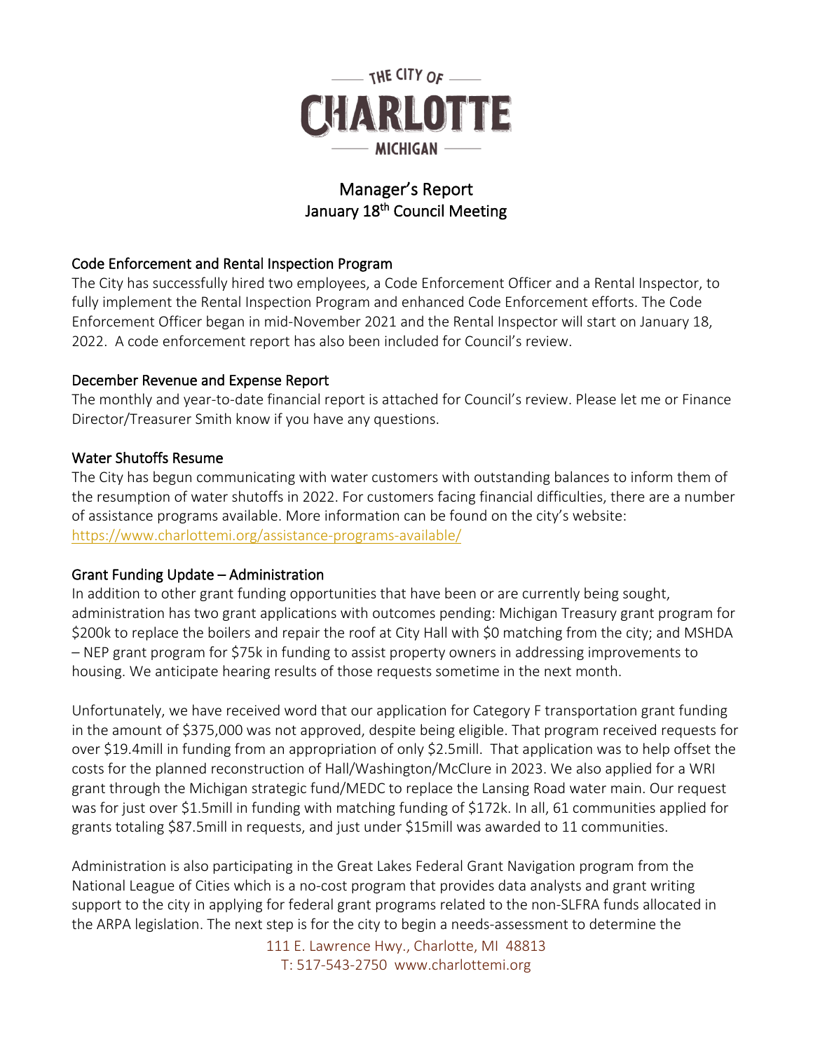THE CITY OF

# CHARLOTTE

MICHIGAN

## Manager's Report
## January 18th Council Meeting

### Code Enforcement and Rental Inspection Program

The City has successfully hired two employees, a Code Enforcement Officer and a Rental Inspector, to fully implement the Rental Inspection Program and enhanced Code Enforcement efforts. The Code Enforcement Officer began in mid-November 2021 and the Rental Inspector will start on January 18, 2022. A code enforcement report has also been included for Council's review.

### December Revenue and Expense Report

The monthly and year-to-date financial report is attached for Council's review. Please let me or Finance Director/Treasurer Smith know if you have any questions.

### Water Shutoffs Resume

The City has begun communicating with water customers with outstanding balances to inform them of the resumption of water shutoffs in 2022. For customers facing financial difficulties, there are a number of assistance programs available. More information can be found on the city's website: https://www.charlottemi.org/assistance-programs-available/

### Grant Funding Update – Administration

In addition to other grant funding opportunities that have been or are currently being sought, administration has two grant applications with outcomes pending: Michigan Treasury grant program for $200k to replace the boilers and repair the roof at City Hall with $0 matching from the city; and MSHDA – NEP grant program for $75k in funding to assist property owners in addressing improvements to housing. We anticipate hearing results of those requests sometime in the next month.

Unfortunately, we have received word that our application for Category F transportation grant funding in the amount of $375,000 was not approved, despite being eligible. That program received requests for over $19.4mill in funding from an appropriation of only $2.5mill. That application was to help offset the costs for the planned reconstruction of Hall/Washington/McClure in 2023. We also applied for a WRI grant through the Michigan strategic fund/MEDC to replace the Lansing Road water main. Our request was for just over $1.5mill in funding with matching funding of $172k. In all, 61 communities applied for grants totaling $87.5mill in requests, and just under $15mill was awarded to 11 communities.

Administration is also participating in the Great Lakes Federal Grant Navigation program from the National League of Cities which is a no-cost program that provides data analysts and grant writing support to the city in applying for federal grant programs related to the non-SLFRA funds allocated in the ARPA legislation. The next step is for the city to begin a needs-assessment to determine the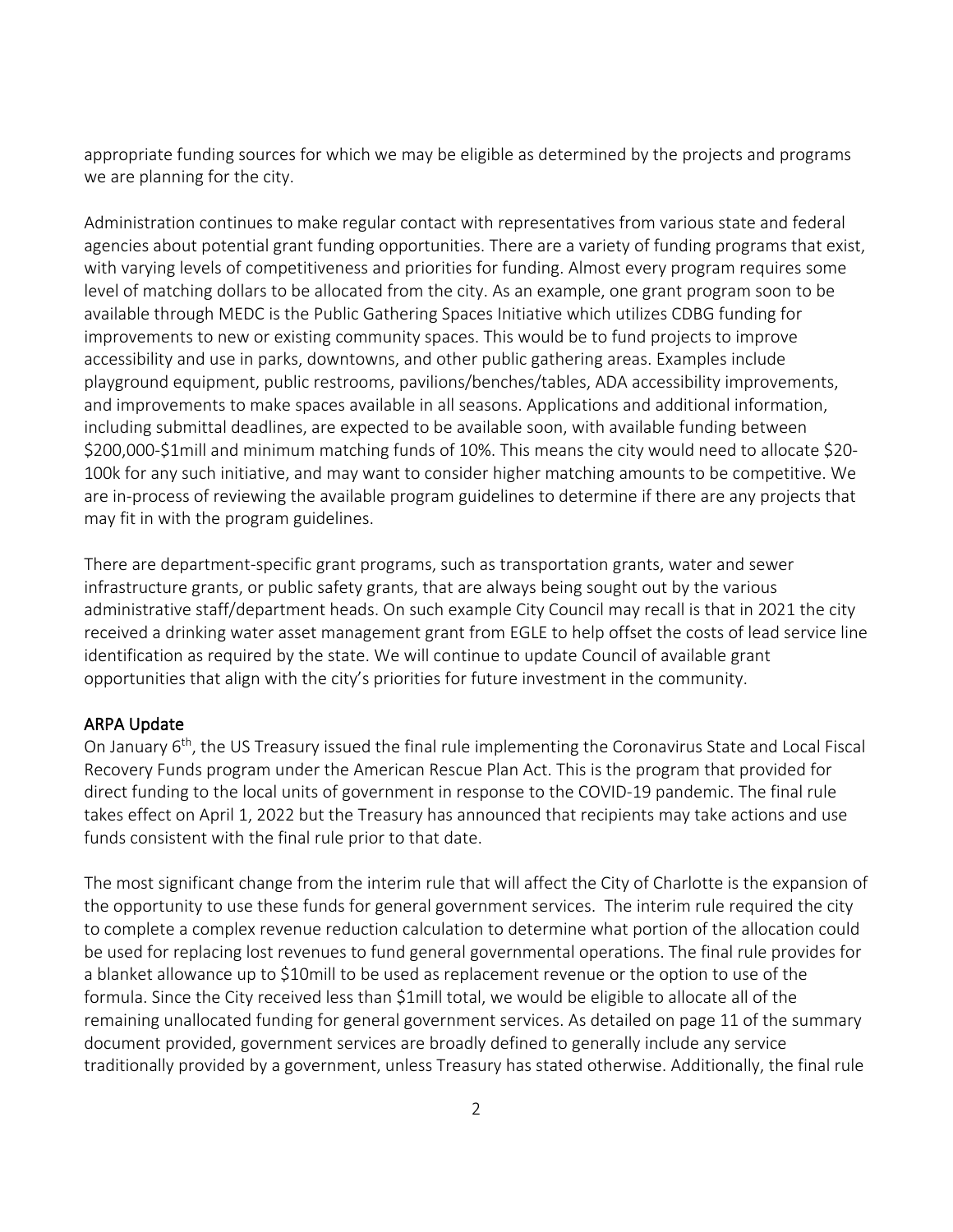appropriate funding sources for which we may be eligible as determined by the projects and programs we are planning for the city.

Administration continues to make regular contact with representatives from various state and federal agencies about potential grant funding opportunities. There are a variety of funding programs that exist, with varying levels of competitiveness and priorities for funding. Almost every program requires some level of matching dollars to be allocated from the city. As an example, one grant program soon to be available through MEDC is the Public Gathering Spaces Initiative which utilizes CDBG funding for improvements to new or existing community spaces. This would be to fund projects to improve accessibility and use in parks, downtowns, and other public gathering areas. Examples include playground equipment, public restrooms, pavilions/benches/tables, ADA accessibility improvements, and improvements to make spaces available in all seasons. Applications and additional information, including submittal deadlines, are expected to be available soon, with available funding between \$200,000-\$1mill and minimum matching funds of 10%. This means the city would need to allocate \$20-100k for any such initiative, and may want to consider higher matching amounts to be competitive. We are in-process of reviewing the available program guidelines to determine if there are any projects that may fit in with the program guidelines.

There are department-specific grant programs, such as transportation grants, water and sewer infrastructure grants, or public safety grants, that are always being sought out by the various administrative staff/department heads. On such example City Council may recall is that in 2021 the city received a drinking water asset management grant from EGLE to help offset the costs of lead service line identification as required by the state. We will continue to update Council of available grant opportunities that align with the city's priorities for future investment in the community.

## ARPA Update

On January 6th, the US Treasury issued the final rule implementing the Coronavirus State and Local Fiscal Recovery Funds program under the American Rescue Plan Act. This is the program that provided for direct funding to the local units of government in response to the COVID-19 pandemic. The final rule takes effect on April 1, 2022 but the Treasury has announced that recipients may take actions and use funds consistent with the final rule prior to that date.

The most significant change from the interim rule that will affect the City of Charlotte is the expansion of the opportunity to use these funds for general government services. The interim rule required the city to complete a complex revenue reduction calculation to determine what portion of the allocation could be used for replacing lost revenues to fund general governmental operations. The final rule provides for a blanket allowance up to \$10mill to be used as replacement revenue or the option to use of the formula. Since the City received less than \$1mill total, we would be eligible to allocate all of the remaining unallocated funding for general government services. As detailed on page 11 of the summary document provided, government services are broadly defined to generally include any service traditionally provided by a government, unless Treasury has stated otherwise. Additionally, the final rule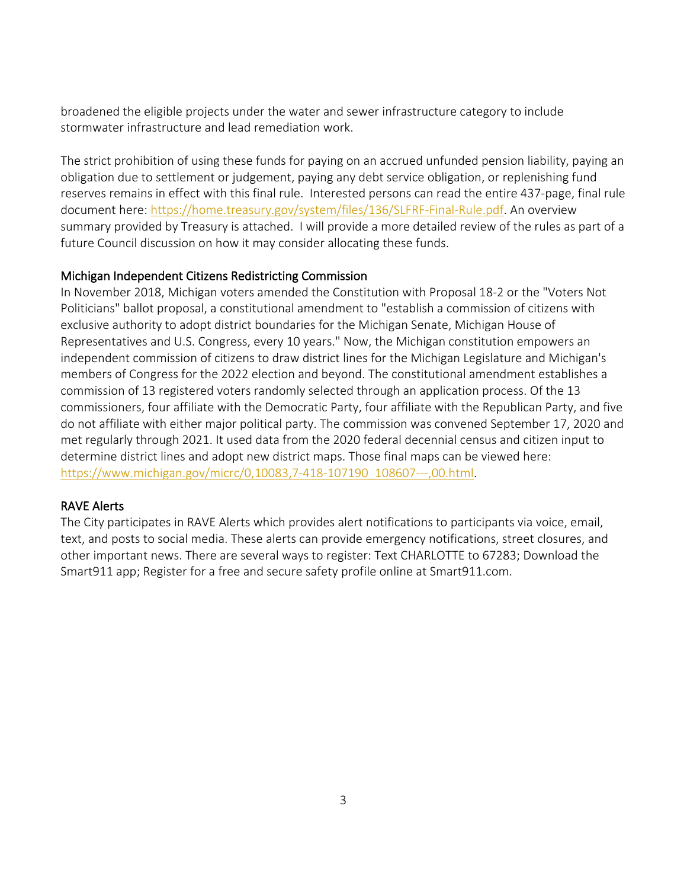broadened the eligible projects under the water and sewer infrastructure category to include stormwater infrastructure and lead remediation work.

The strict prohibition of using these funds for paying on an accrued unfunded pension liability, paying an obligation due to settlement or judgement, paying any debt service obligation, or replenishing fund reserves remains in effect with this final rule. Interested persons can read the entire 437-page, final rule document here: https://home.treasury.gov/system/files/136/SLFRF-Final-Rule.pdf. An overview summary provided by Treasury is attached. I will provide a more detailed review of the rules as part of a future Council discussion on how it may consider allocating these funds.

### Michigan Independent Citizens Redistricting Commission

In November 2018, Michigan voters amended the Constitution with Proposal 18-2 or the "Voters Not Politicians" ballot proposal, a constitutional amendment to "establish a commission of citizens with exclusive authority to adopt district boundaries for the Michigan Senate, Michigan House of Representatives and U.S. Congress, every 10 years." Now, the Michigan constitution empowers an independent commission of citizens to draw district lines for the Michigan Legislature and Michigan's members of Congress for the 2022 election and beyond. The constitutional amendment establishes a commission of 13 registered voters randomly selected through an application process. Of the 13 commissioners, four affiliate with the Democratic Party, four affiliate with the Republican Party, and five do not affiliate with either major political party. The commission was convened September 17, 2020 and met regularly through 2021. It used data from the 2020 federal decennial census and citizen input to determine district lines and adopt new district maps. Those final maps can be viewed here: https://www.michigan.gov/micrc/0,10083,7-418-107190_108607---,00.html.

### RAVE Alerts

The City participates in RAVE Alerts which provides alert notifications to participants via voice, email, text, and posts to social media. These alerts can provide emergency notifications, street closures, and other important news. There are several ways to register: Text CHARLOTTE to 67283; Download the Smart911 app; Register for a free and secure safety profile online at Smart911.com.